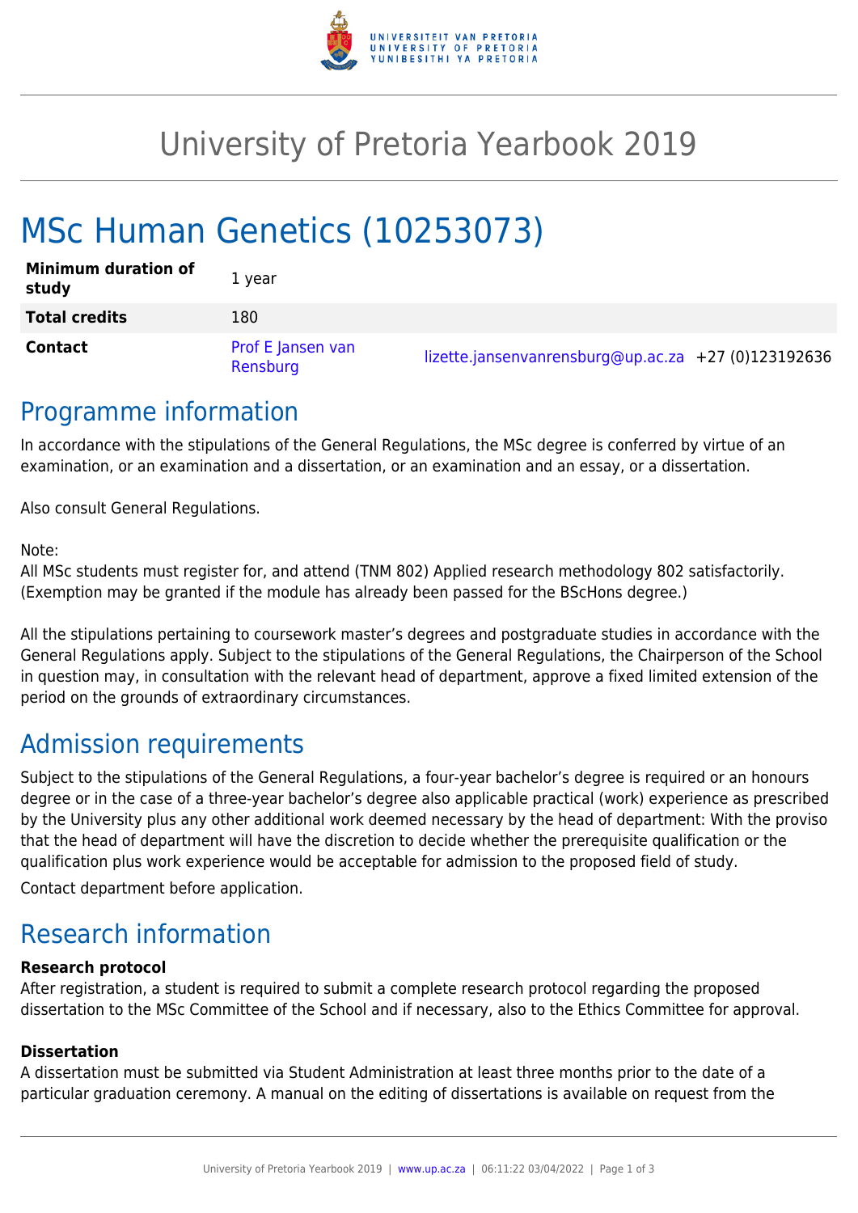# University of Pretoria Yearbook 2019

# MSc Human Genetics (10253073)

| | | | |
|---|---|---|---|
| **Minimum duration of study** | 1 year | | |
| **Total credits** | 180 | | |
| **Contact** | Prof E Jansen van Rensburg | lizette.jansenvanrensburg@up.ac.za | +27 (0)123192636 |

## Programme information

In accordance with the stipulations of the General Regulations, the MSc degree is conferred by virtue of an examination, or an examination and a dissertation, or an examination and an essay, or a dissertation.

Also consult General Regulations.

Note:
All MSc students must register for, and attend (TNM 802) Applied research methodology 802 satisfactorily. (Exemption may be granted if the module has already been passed for the BScHons degree.)

All the stipulations pertaining to coursework master's degrees and postgraduate studies in accordance with the General Regulations apply. Subject to the stipulations of the General Regulations, the Chairperson of the School in question may, in consultation with the relevant head of department, approve a fixed limited extension of the period on the grounds of extraordinary circumstances.

## Admission requirements

Subject to the stipulations of the General Regulations, a four-year bachelor's degree is required or an honours degree or in the case of a three-year bachelor's degree also applicable practical (work) experience as prescribed by the University plus any other additional work deemed necessary by the head of department: With the proviso that the head of department will have the discretion to decide whether the prerequisite qualification or the qualification plus work experience would be acceptable for admission to the proposed field of study.

Contact department before application.

## Research information

### Research protocol

After registration, a student is required to submit a complete research protocol regarding the proposed dissertation to the MSc Committee of the School and if necessary, also to the Ethics Committee for approval.

### Dissertation

A dissertation must be submitted via Student Administration at least three months prior to the date of a particular graduation ceremony. A manual on the editing of dissertations is available on request from the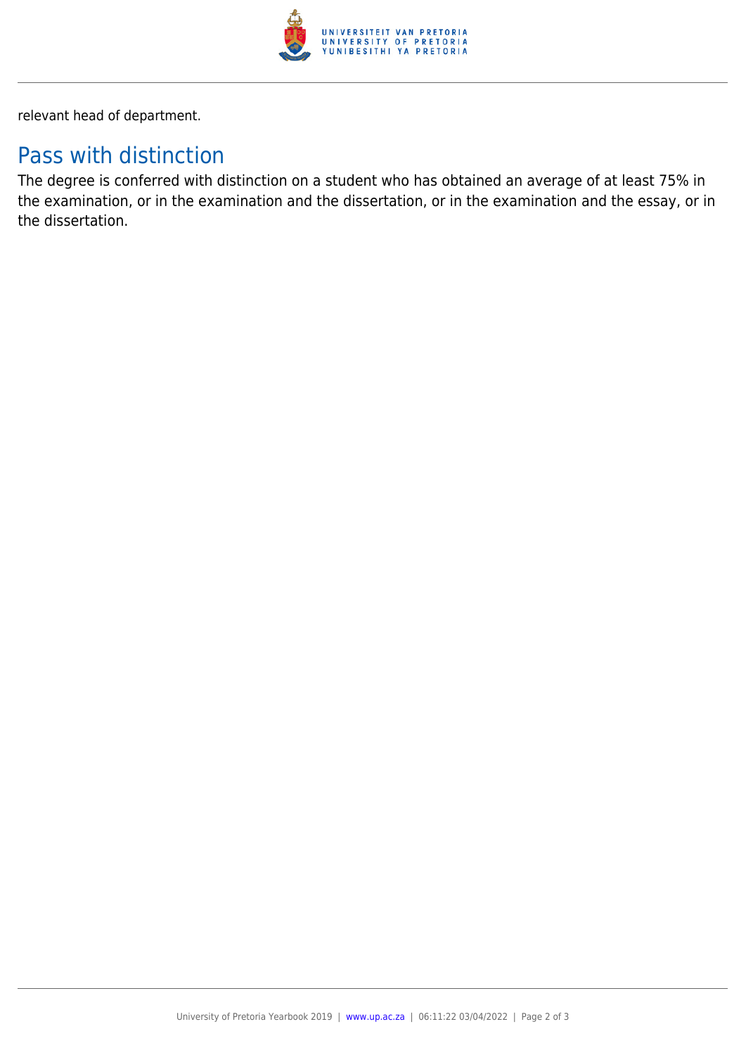relevant head of department.

## Pass with distinction

The degree is conferred with distinction on a student who has obtained an average of at least 75% in the examination, or in the examination and the dissertation, or in the examination and the essay, or in the dissertation.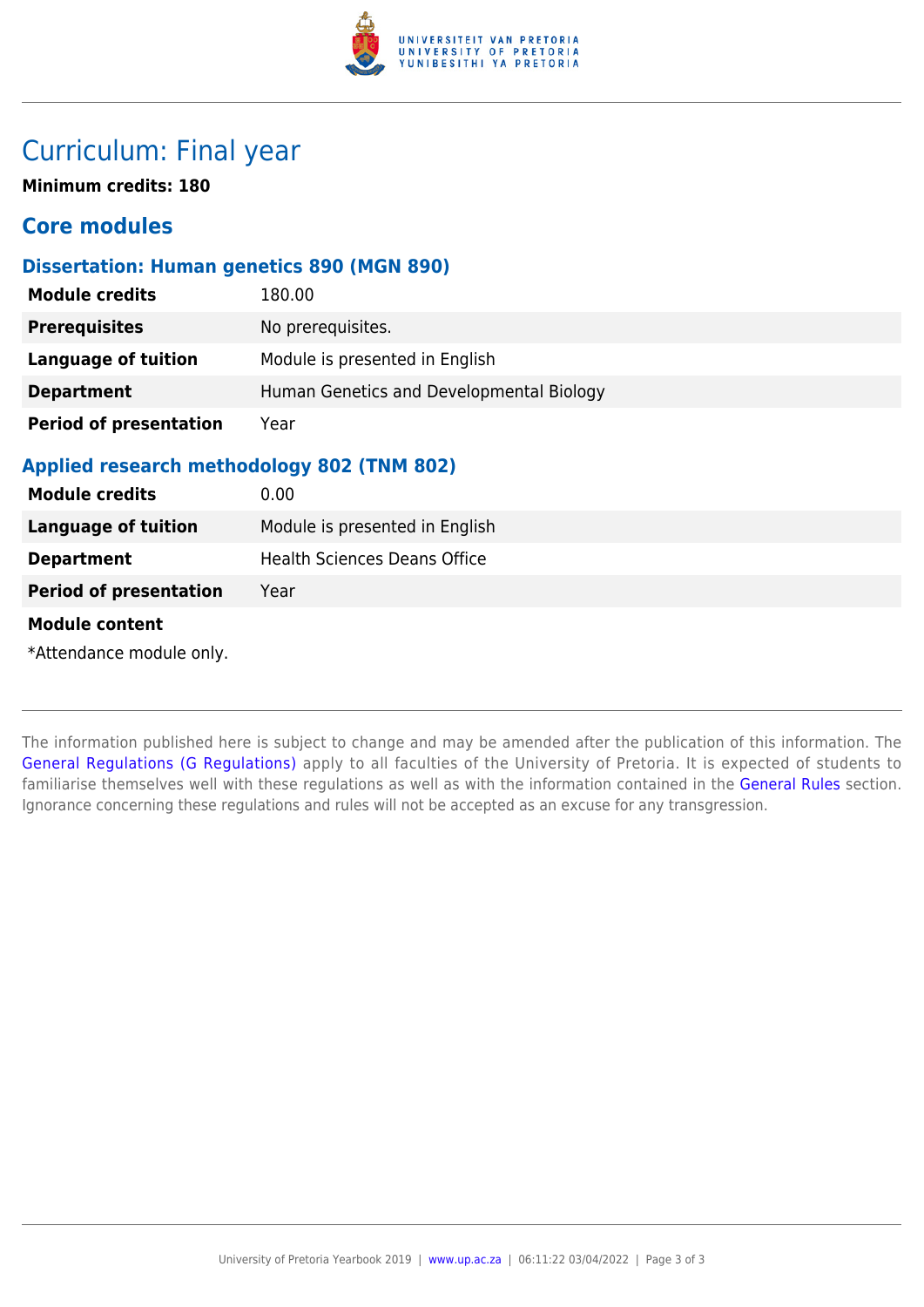# Curriculum: Final year

**Minimum credits: 180**

## Core modules

### Dissertation: Human genetics 890 (MGN 890)

| | |
|---|---|
| **Module credits** | 180.00 |
| **Prerequisites** | No prerequisites. |
| **Language of tuition** | Module is presented in English |
| **Department** | Human Genetics and Developmental Biology |
| **Period of presentation** | Year |

### Applied research methodology 802 (TNM 802)

| | |
|---|---|
| **Module credits** | 0.00 |
| **Language of tuition** | Module is presented in English |
| **Department** | Health Sciences Deans Office |
| **Period of presentation** | Year |

**Module content**

*Attendance module only.

The information published here is subject to change and may be amended after the publication of this information. The General Regulations (G Regulations) apply to all faculties of the University of Pretoria. It is expected of students to familiarise themselves well with these regulations as well as with the information contained in the General Rules section. Ignorance concerning these regulations and rules will not be accepted as an excuse for any transgression.